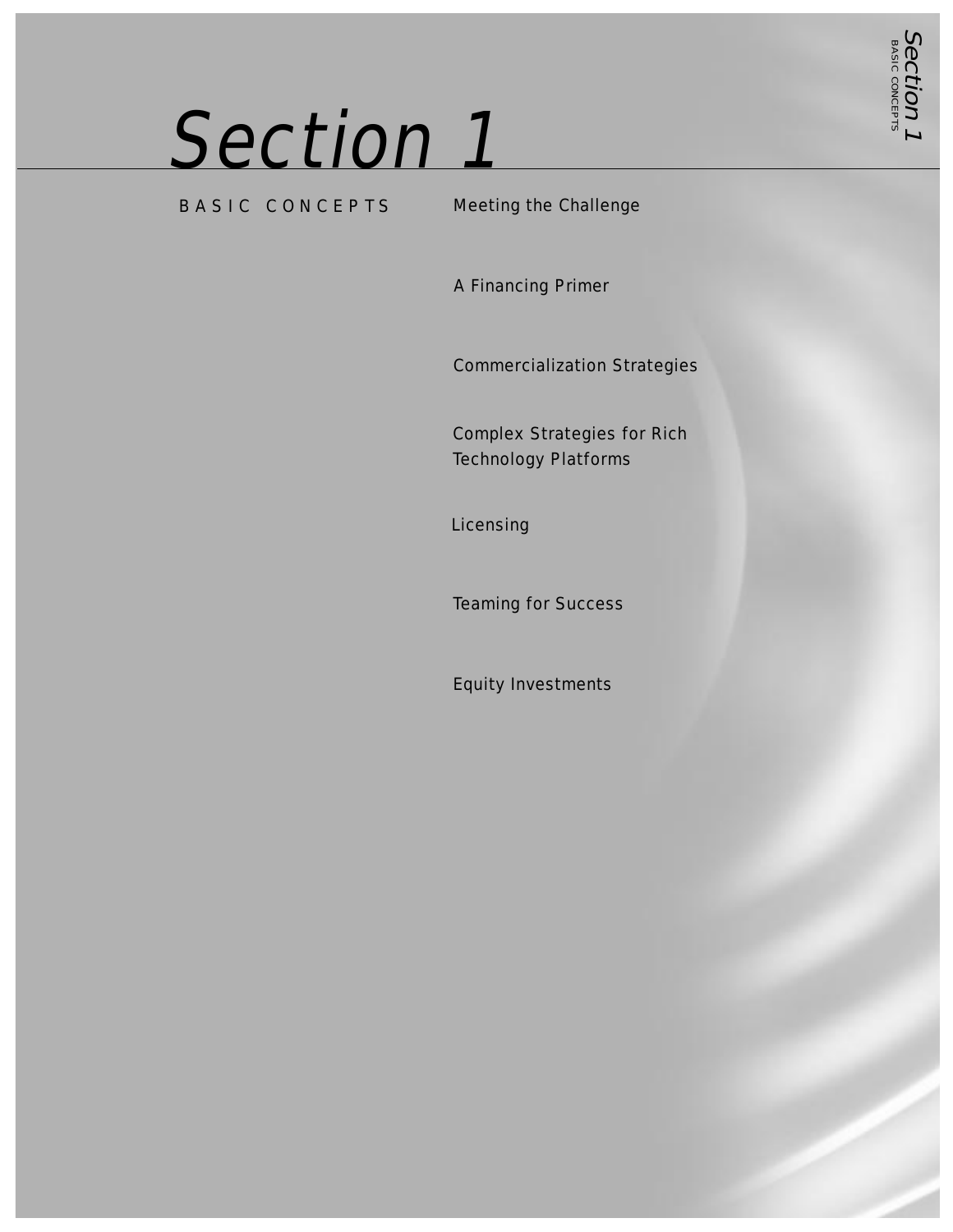# Section 1

BASIC CONCEPTS

- Meeting the Challenge
- A Financing Primer
- Commercialization Strategies
- Complex Strategies for Rich Technology Platforms
- Licensing
- Teaming for Success
- Equity Investments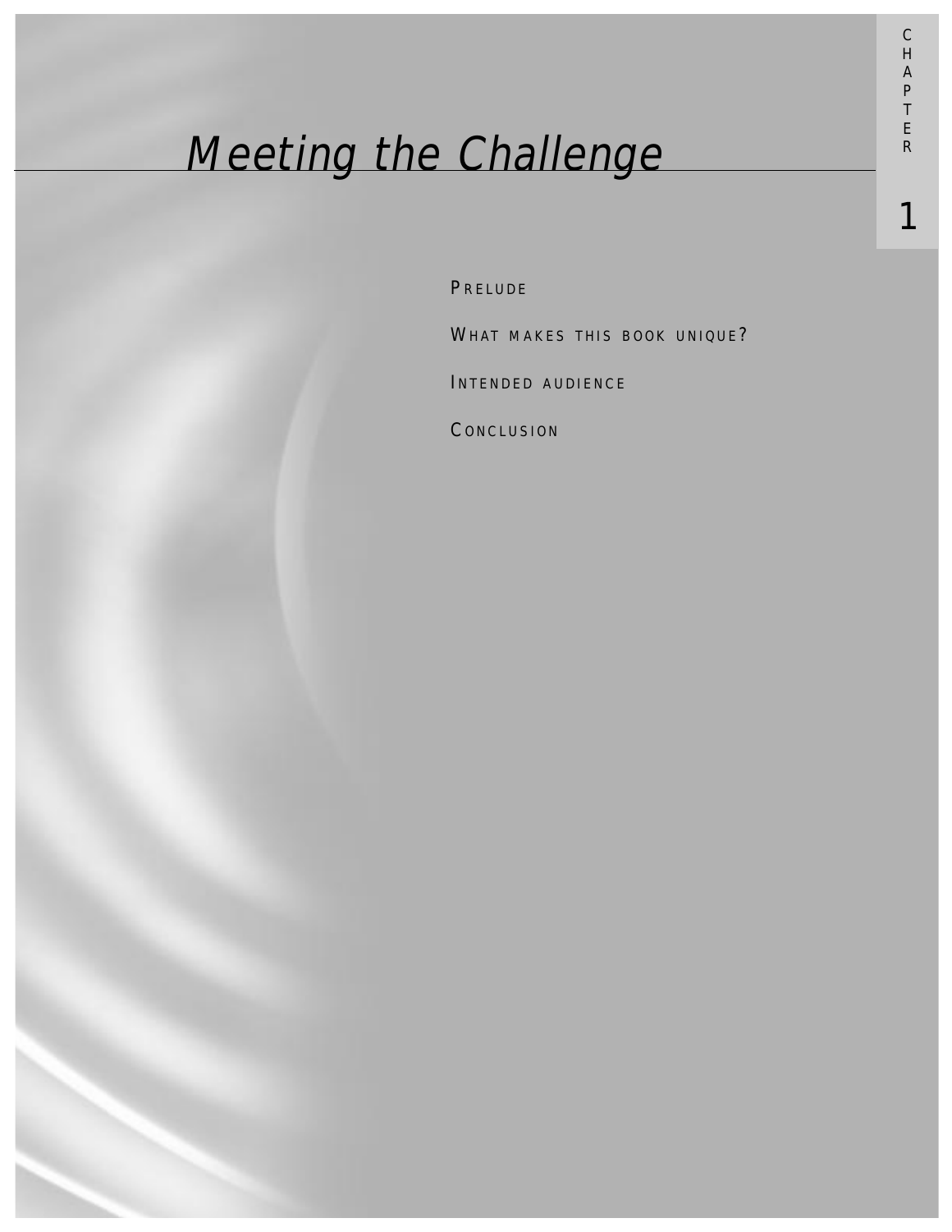CHAPTER 1

# Meeting the Challenge

PRELUDE

WHAT MAKES THIS BOOK UNIQUE?

INTENDED AUDIENCE

CONCLUSION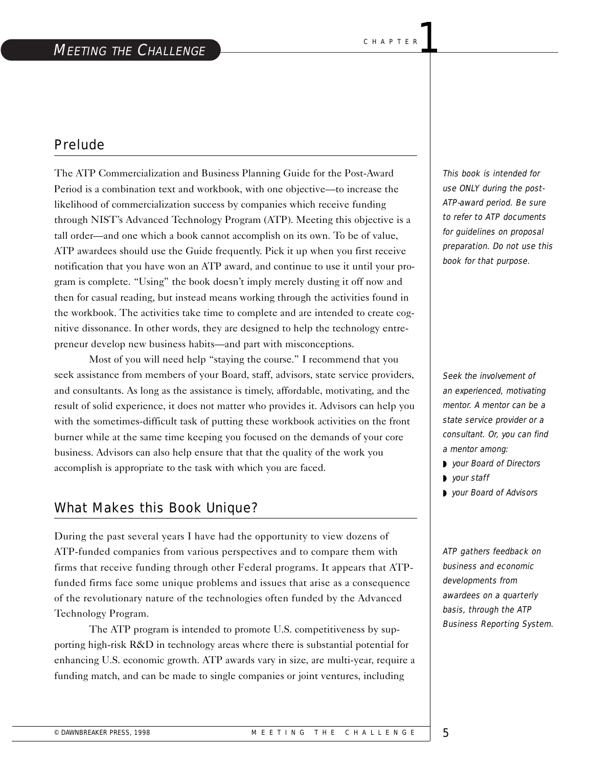# CHAPTER 1

## MEETING THE CHALLENGE

## Prelude

The ATP Commercialization and Business Planning Guide for the Post-Award Period is a combination text and workbook, with one objective—to increase the likelihood of commercialization success by companies which receive funding through NIST's Advanced Technology Program (ATP). Meeting this objective is a tall order—and one which a book cannot accomplish on its own. To be of value, ATP awardees should use the Guide frequently. Pick it up when you first receive notification that you have won an ATP award, and continue to use it until your program is complete. "Using" the book doesn't imply merely dusting it off now and then for casual reading, but instead means working through the activities found in the workbook. The activities take time to complete and are intended to create cognitive dissonance. In other words, they are designed to help the technology entrepreneur develop new business habits—and part with misconceptions.

*This book is intended for use ONLY during the post-ATP-award period. Be sure to refer to ATP documents for guidelines on proposal preparation. Do not use this book for that purpose.*

Most of you will need help "staying the course." I recommend that you seek assistance from members of your Board, staff, advisors, state service providers, and consultants. As long as the assistance is timely, affordable, motivating, and the result of solid experience, it does not matter who provides it. Advisors can help you with the sometimes-difficult task of putting these workbook activities on the front burner while at the same time keeping you focused on the demands of your core business. Advisors can also help ensure that that the quality of the work you accomplish is appropriate to the task with which you are faced.

*Seek the involvement of an experienced, motivating mentor. A mentor can be a state service provider or a consultant. Or, you can find a mentor among:*

- *your Board of Directors*
- *your staff*
- *your Board of Advisors*

## What Makes this Book Unique?

During the past several years I have had the opportunity to view dozens of ATP-funded companies from various perspectives and to compare them with firms that receive funding through other Federal programs. It appears that ATP-funded firms face some unique problems and issues that arise as a consequence of the revolutionary nature of the technologies often funded by the Advanced Technology Program.

*ATP gathers feedback on business and economic developments from awardees on a quarterly basis, through the ATP Business Reporting System.*

The ATP program is intended to promote U.S. competitiveness by supporting high-risk R&D in technology areas where there is substantial potential for enhancing U.S. economic growth. ATP awards vary in size, are multi-year, require a funding match, and can be made to single companies or joint ventures, including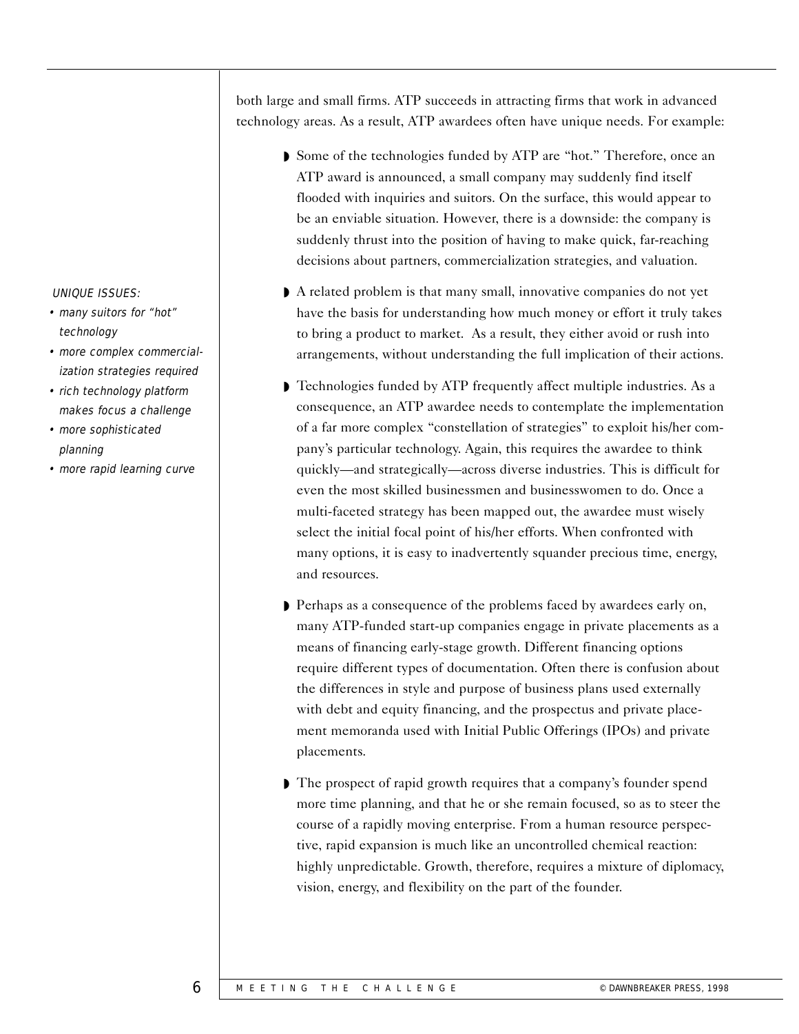both large and small firms. ATP succeeds in attracting firms that work in advanced technology areas. As a result, ATP awardees often have unique needs. For example:

*UNIQUE ISSUES:*

- *many suitors for "hot" technology*
- *more complex commercialization strategies required*
- *rich technology platform makes focus a challenge*
- *more sophisticated planning*
- *more rapid learning curve*

- Some of the technologies funded by ATP are "hot." Therefore, once an ATP award is announced, a small company may suddenly find itself flooded with inquiries and suitors. On the surface, this would appear to be an enviable situation. However, there is a downside: the company is suddenly thrust into the position of having to make quick, far-reaching decisions about partners, commercialization strategies, and valuation.

- A related problem is that many small, innovative companies do not yet have the basis for understanding how much money or effort it truly takes to bring a product to market. As a result, they either avoid or rush into arrangements, without understanding the full implication of their actions.

- Technologies funded by ATP frequently affect multiple industries. As a consequence, an ATP awardee needs to contemplate the implementation of a far more complex "constellation of strategies" to exploit his/her company's particular technology. Again, this requires the awardee to think quickly—and strategically—across diverse industries. This is difficult for even the most skilled businessmen and businesswomen to do. Once a multi-faceted strategy has been mapped out, the awardee must wisely select the initial focal point of his/her efforts. When confronted with many options, it is easy to inadvertently squander precious time, energy, and resources.

- Perhaps as a consequence of the problems faced by awardees early on, many ATP-funded start-up companies engage in private placements as a means of financing early-stage growth. Different financing options require different types of documentation. Often there is confusion about the differences in style and purpose of business plans used externally with debt and equity financing, and the prospectus and private placement memoranda used with Initial Public Offerings (IPOs) and private placements.

- The prospect of rapid growth requires that a company's founder spend more time planning, and that he or she remain focused, so as to steer the course of a rapidly moving enterprise. From a human resource perspective, rapid expansion is much like an uncontrolled chemical reaction: highly unpredictable. Growth, therefore, requires a mixture of diplomacy, vision, energy, and flexibility on the part of the founder.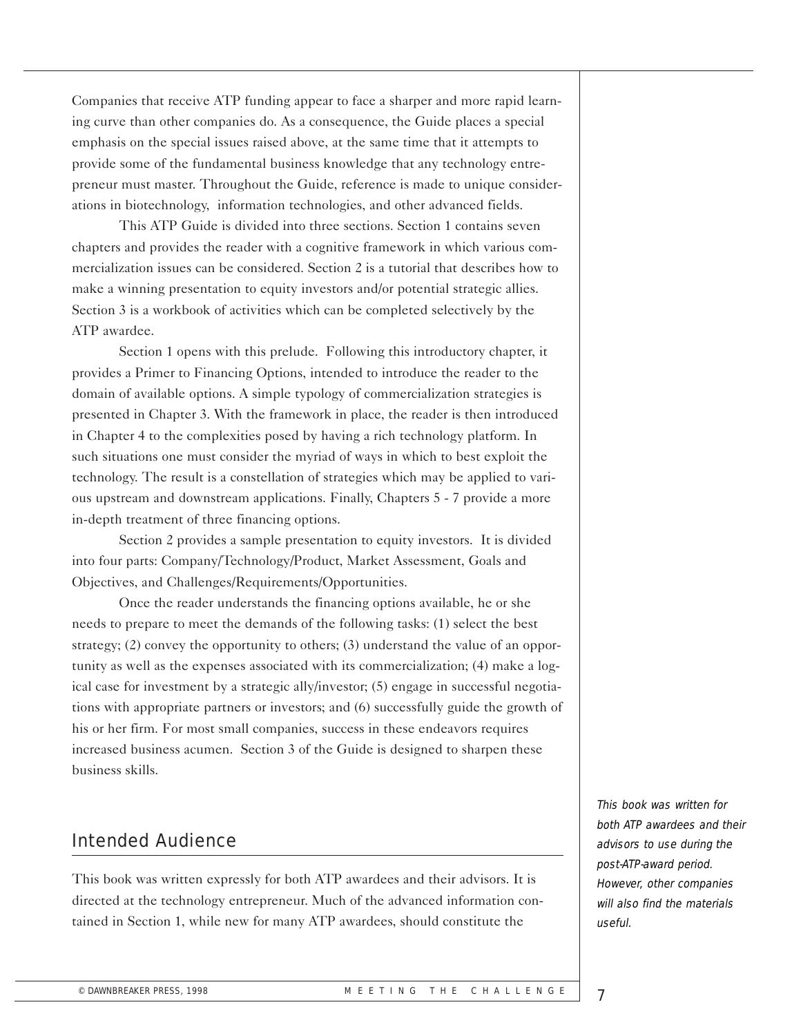Companies that receive ATP funding appear to face a sharper and more rapid learning curve than other companies do. As a consequence, the Guide places a special emphasis on the special issues raised above, at the same time that it attempts to provide some of the fundamental business knowledge that any technology entrepreneur must master. Throughout the Guide, reference is made to unique considerations in biotechnology, information technologies, and other advanced fields.

This ATP Guide is divided into three sections. Section 1 contains seven chapters and provides the reader with a cognitive framework in which various commercialization issues can be considered. Section 2 is a tutorial that describes how to make a winning presentation to equity investors and/or potential strategic allies. Section 3 is a workbook of activities which can be completed selectively by the ATP awardee.

Section 1 opens with this prelude. Following this introductory chapter, it provides a Primer to Financing Options, intended to introduce the reader to the domain of available options. A simple typology of commercialization strategies is presented in Chapter 3. With the framework in place, the reader is then introduced in Chapter 4 to the complexities posed by having a rich technology platform. In such situations one must consider the myriad of ways in which to best exploit the technology. The result is a constellation of strategies which may be applied to various upstream and downstream applications. Finally, Chapters 5 - 7 provide a more in-depth treatment of three financing options.

Section 2 provides a sample presentation to equity investors. It is divided into four parts: Company/Technology/Product, Market Assessment, Goals and Objectives, and Challenges/Requirements/Opportunities.

Once the reader understands the financing options available, he or she needs to prepare to meet the demands of the following tasks: (1) select the best strategy; (2) convey the opportunity to others; (3) understand the value of an opportunity as well as the expenses associated with its commercialization; (4) make a logical case for investment by a strategic ally/investor; (5) engage in successful negotiations with appropriate partners or investors; and (6) successfully guide the growth of his or her firm. For most small companies, success in these endeavors requires increased business acumen. Section 3 of the Guide is designed to sharpen these business skills.

## Intended Audience

This book was written expressly for both ATP awardees and their advisors. It is directed at the technology entrepreneur. Much of the advanced information contained in Section 1, while new for many ATP awardees, should constitute the

*This book was written for both ATP awardees and their advisors to use during the post-ATP-award period. However, other companies will also find the materials useful.*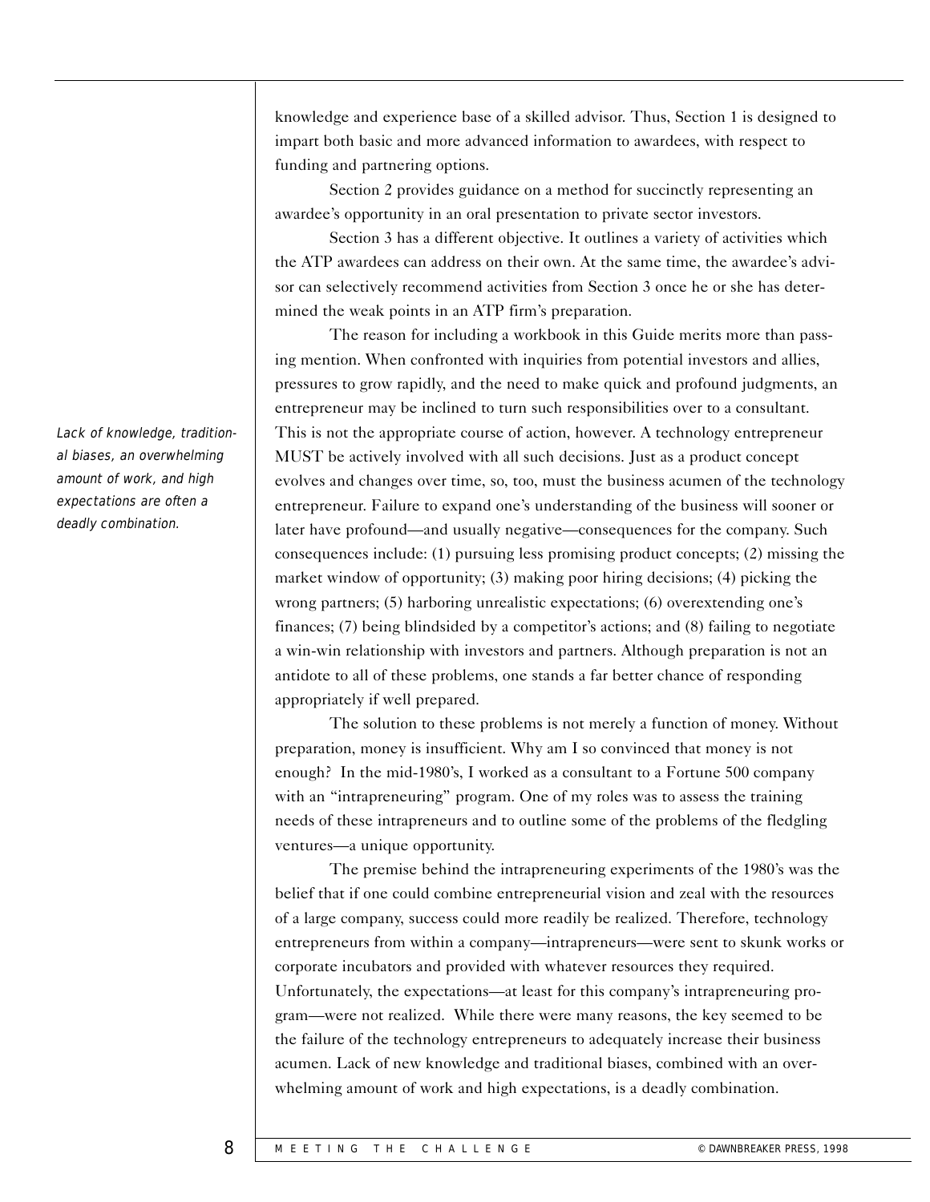knowledge and experience base of a skilled advisor. Thus, Section 1 is designed to impart both basic and more advanced information to awardees, with respect to funding and partnering options.

Section 2 provides guidance on a method for succinctly representing an awardee's opportunity in an oral presentation to private sector investors.

Section 3 has a different objective. It outlines a variety of activities which the ATP awardees can address on their own. At the same time, the awardee's advisor can selectively recommend activities from Section 3 once he or she has determined the weak points in an ATP firm's preparation.

The reason for including a workbook in this Guide merits more than passing mention. When confronted with inquiries from potential investors and allies, pressures to grow rapidly, and the need to make quick and profound judgments, an entrepreneur may be inclined to turn such responsibilities over to a consultant. This is not the appropriate course of action, however. A technology entrepreneur MUST be actively involved with all such decisions. Just as a product concept evolves and changes over time, so, too, must the business acumen of the technology entrepreneur. Failure to expand one's understanding of the business will sooner or later have profound—and usually negative—consequences for the company. Such consequences include: (1) pursuing less promising product concepts; (2) missing the market window of opportunity; (3) making poor hiring decisions; (4) picking the wrong partners; (5) harboring unrealistic expectations; (6) overextending one's finances; (7) being blindsided by a competitor's actions; and (8) failing to negotiate a win-win relationship with investors and partners. Although preparation is not an antidote to all of these problems, one stands a far better chance of responding appropriately if well prepared.

*Lack of knowledge, traditional biases, an overwhelming amount of work, and high expectations are often a deadly combination.*

The solution to these problems is not merely a function of money. Without preparation, money is insufficient. Why am I so convinced that money is not enough? In the mid-1980's, I worked as a consultant to a Fortune 500 company with an "intrapreneuring" program. One of my roles was to assess the training needs of these intrapreneurs and to outline some of the problems of the fledgling ventures—a unique opportunity.

The premise behind the intrapreneuring experiments of the 1980's was the belief that if one could combine entrepreneurial vision and zeal with the resources of a large company, success could more readily be realized. Therefore, technology entrepreneurs from within a company—intrapreneurs—were sent to skunk works or corporate incubators and provided with whatever resources they required. Unfortunately, the expectations—at least for this company's intrapreneuring program—were not realized. While there were many reasons, the key seemed to be the failure of the technology entrepreneurs to adequately increase their business acumen. Lack of new knowledge and traditional biases, combined with an overwhelming amount of work and high expectations, is a deadly combination.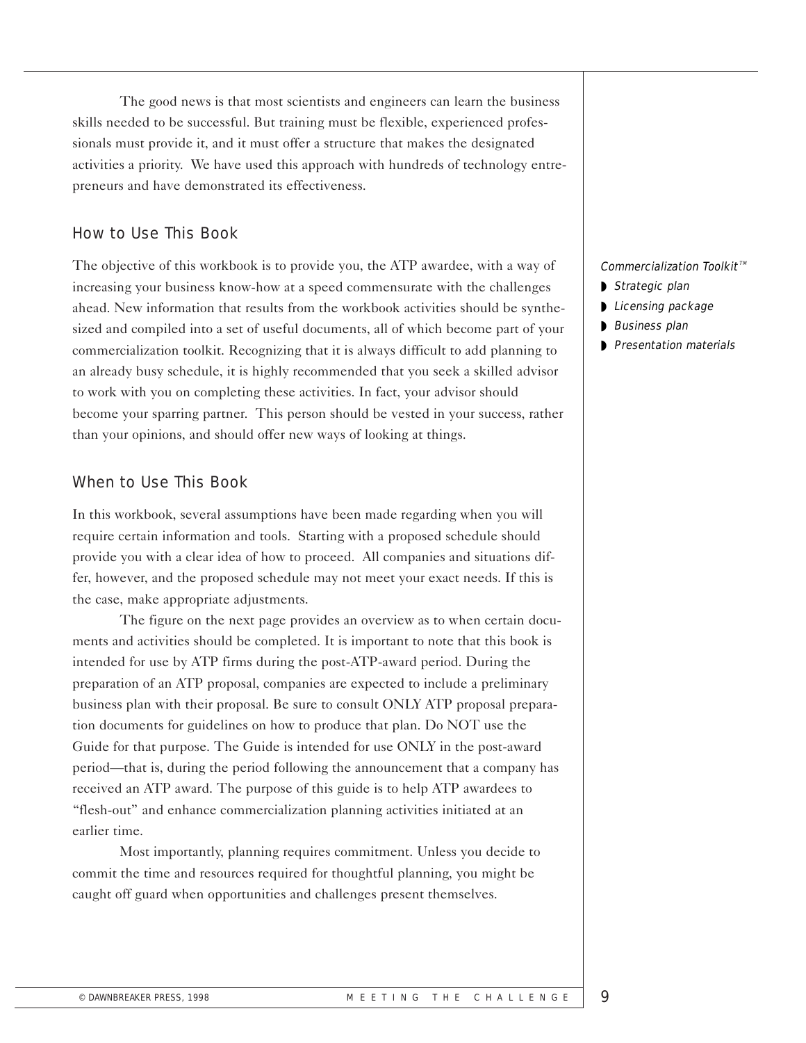The good news is that most scientists and engineers can learn the business skills needed to be successful. But training must be flexible, experienced professionals must provide it, and it must offer a structure that makes the designated activities a priority. We have used this approach with hundreds of technology entrepreneurs and have demonstrated its effectiveness.

## How to Use This Book

The objective of this workbook is to provide you, the ATP awardee, with a way of increasing your business know-how at a speed commensurate with the challenges ahead. New information that results from the workbook activities should be synthesized and compiled into a set of useful documents, all of which become part of your commercialization toolkit. Recognizing that it is always difficult to add planning to an already busy schedule, it is highly recommended that you seek a skilled advisor to work with you on completing these activities. In fact, your advisor should become your sparring partner. This person should be vested in your success, rather than your opinions, and should offer new ways of looking at things.

*Commercialization Toolkit™*

- *Strategic plan*
- *Licensing package*
- *Business plan*
- *Presentation materials*

## When to Use This Book

In this workbook, several assumptions have been made regarding when you will require certain information and tools. Starting with a proposed schedule should provide you with a clear idea of how to proceed. All companies and situations differ, however, and the proposed schedule may not meet your exact needs. If this is the case, make appropriate adjustments.

The figure on the next page provides an overview as to when certain documents and activities should be completed. It is important to note that this book is intended for use by ATP firms during the post-ATP-award period. During the preparation of an ATP proposal, companies are expected to include a preliminary business plan with their proposal. Be sure to consult ONLY ATP proposal preparation documents for guidelines on how to produce that plan. Do NOT use the Guide for that purpose. The Guide is intended for use ONLY in the post-award period—that is, during the period following the announcement that a company has received an ATP award. The purpose of this guide is to help ATP awardees to "flesh-out" and enhance commercialization planning activities initiated at an earlier time.

Most importantly, planning requires commitment. Unless you decide to commit the time and resources required for thoughtful planning, you might be caught off guard when opportunities and challenges present themselves.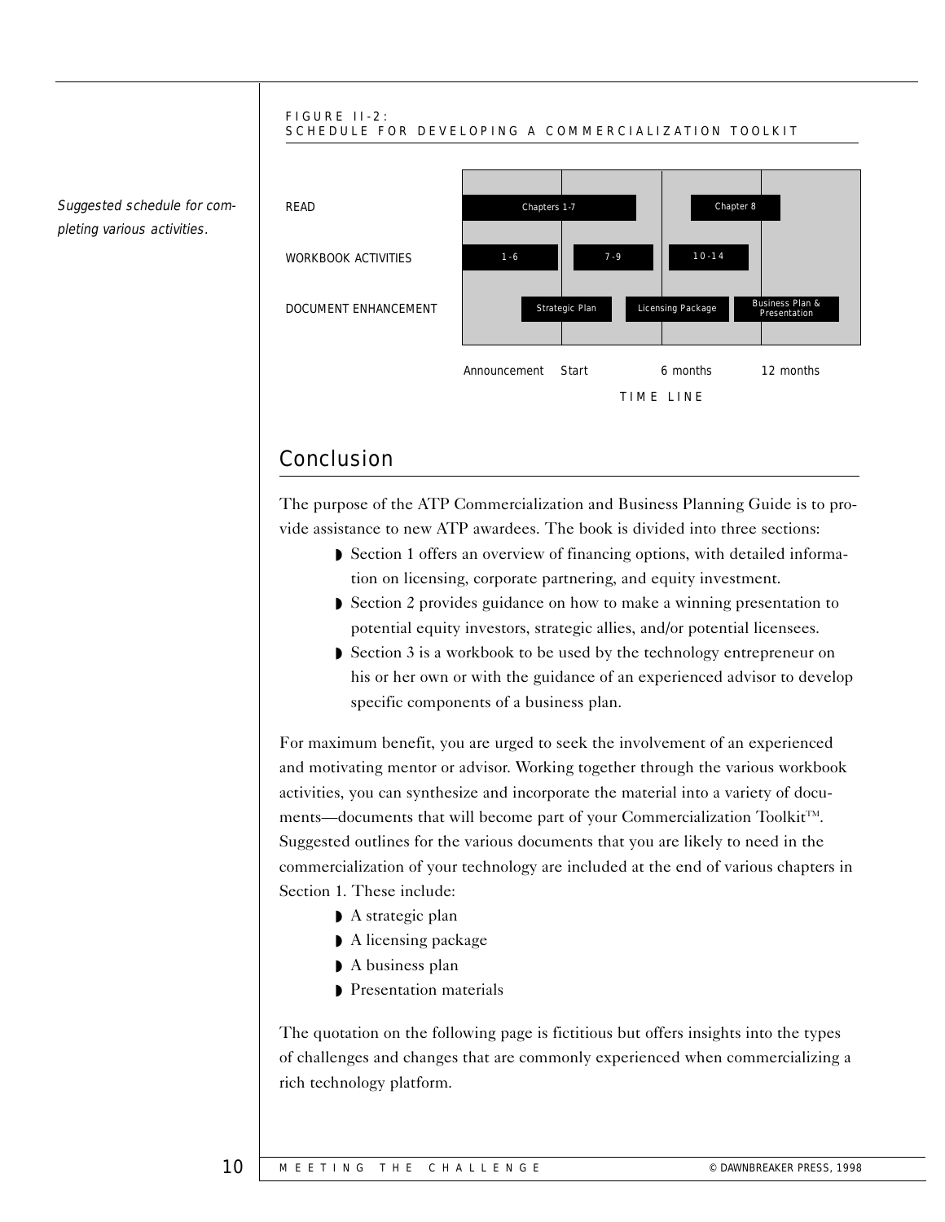*Suggested schedule for completing various activities.*

FIGURE II-2:
SCHEDULE FOR DEVELOPING A COMMERCIALIZATION TOOLKIT

| | Announcement | Start | 6 months | 12 months |
|---|---|---|---|---|
| READ | Chapters 1-7 | Chapters 1-7 | Chapter 8 | Chapter 8 |
| WORKBOOK ACTIVITIES | 1-6 | 7-9 | 10-14 | |
| DOCUMENT ENHANCEMENT | Strategic Plan | Licensing Package | Licensing Package | Business Plan & Presentation |

TIME LINE

## Conclusion

The purpose of the ATP Commercialization and Business Planning Guide is to provide assistance to new ATP awardees. The book is divided into three sections:

- Section 1 offers an overview of financing options, with detailed information on licensing, corporate partnering, and equity investment.
- Section 2 provides guidance on how to make a winning presentation to potential equity investors, strategic allies, and/or potential licensees.
- Section 3 is a workbook to be used by the technology entrepreneur on his or her own or with the guidance of an experienced advisor to develop specific components of a business plan.

For maximum benefit, you are urged to seek the involvement of an experienced and motivating mentor or advisor. Working together through the various workbook activities, you can synthesize and incorporate the material into a variety of documents—documents that will become part of your Commercialization Toolkit™. Suggested outlines for the various documents that you are likely to need in the commercialization of your technology are included at the end of various chapters in Section 1. These include:

- A strategic plan
- A licensing package
- A business plan
- Presentation materials

The quotation on the following page is fictitious but offers insights into the types of challenges and changes that are commonly experienced when commercializing a rich technology platform.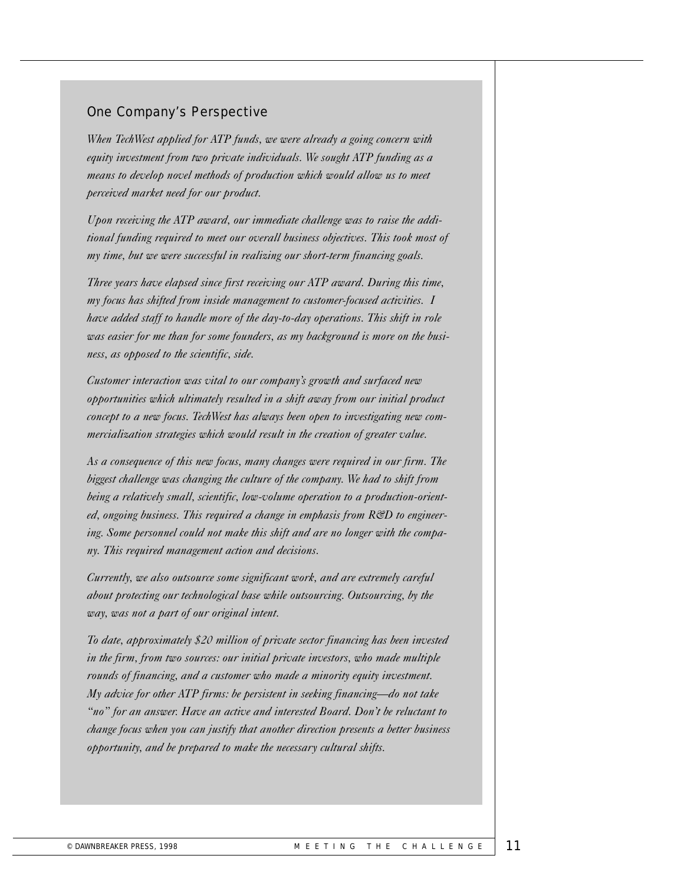## One Company's Perspective

*When TechWest applied for ATP funds, we were already a going concern with equity investment from two private individuals. We sought ATP funding as a means to develop novel methods of production which would allow us to meet perceived market need for our product.*

*Upon receiving the ATP award, our immediate challenge was to raise the additional funding required to meet our overall business objectives. This took most of my time, but we were successful in realizing our short-term financing goals.*

*Three years have elapsed since first receiving our ATP award. During this time, my focus has shifted from inside management to customer-focused activities. I have added staff to handle more of the day-to-day operations. This shift in role was easier for me than for some founders, as my background is more on the business, as opposed to the scientific, side.*

*Customer interaction was vital to our company's growth and surfaced new opportunities which ultimately resulted in a shift away from our initial product concept to a new focus. TechWest has always been open to investigating new commercialization strategies which would result in the creation of greater value.*

*As a consequence of this new focus, many changes were required in our firm. The biggest challenge was changing the culture of the company. We had to shift from being a relatively small, scientific, low-volume operation to a production-oriented, ongoing business. This required a change in emphasis from R&D to engineering. Some personnel could not make this shift and are no longer with the company. This required management action and decisions.*

*Currently, we also outsource some significant work, and are extremely careful about protecting our technological base while outsourcing. Outsourcing, by the way, was not a part of our original intent.*

*To date, approximately $20 million of private sector financing has been invested in the firm, from two sources: our initial private investors, who made multiple rounds of financing, and a customer who made a minority equity investment. My advice for other ATP firms: be persistent in seeking financing—do not take "no" for an answer. Have an active and interested Board. Don't be reluctant to change focus when you can justify that another direction presents a better business opportunity, and be prepared to make the necessary cultural shifts.*